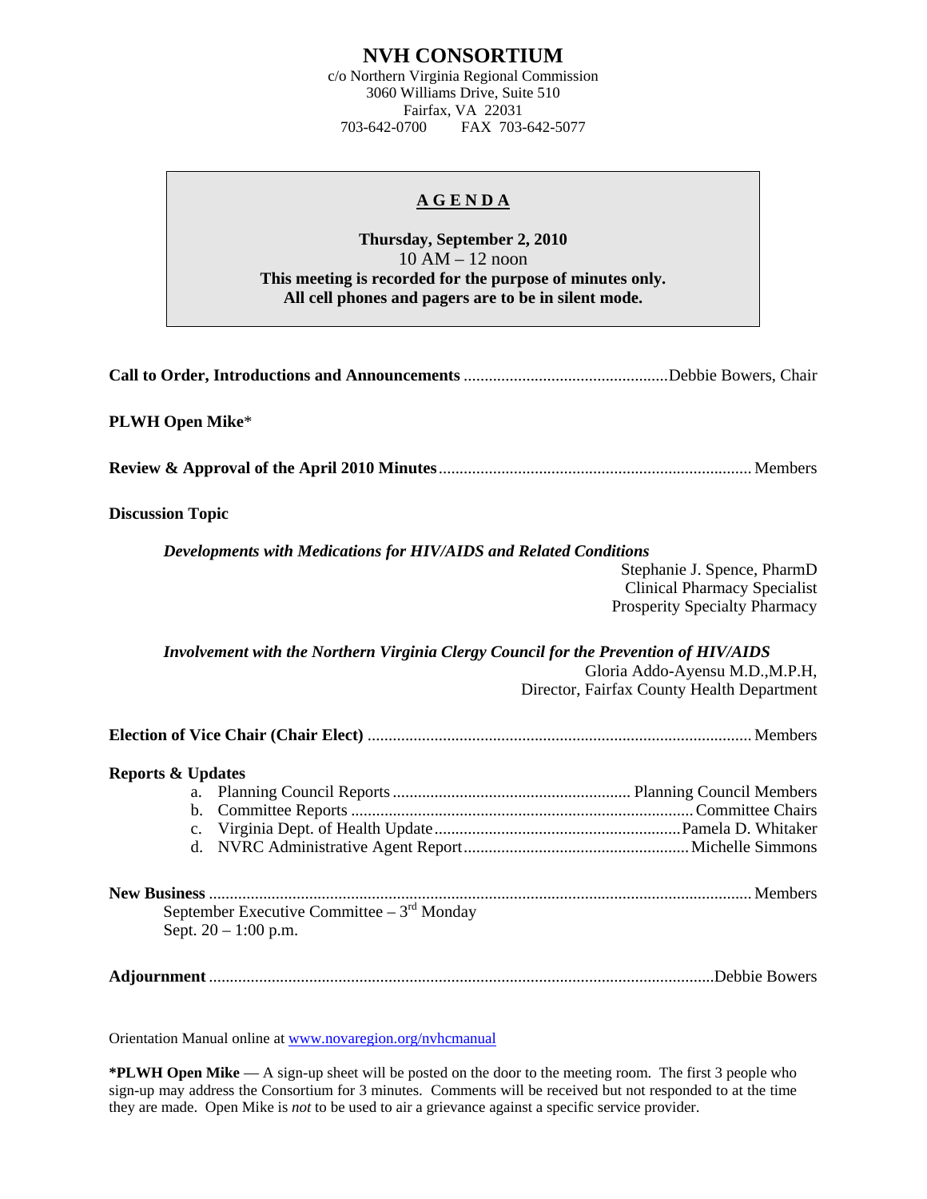# NVH CONSORTIUM

c/o Northern Virginia Regional Commission
3060 Williams Drive, Suite 510
Fairfax, VA 22031
703-642-0700 FAX 703-642-5077

## AGENDA

**Thursday, September 2, 2010**
10 AM – 12 noon
**This meeting is recorded for the purpose of minutes only.**
**All cell phones and pagers are to be in silent mode.**

**Call to Order, Introductions and Announcements** ................................................ Debbie Bowers, Chair

**PLWH Open Mike***

**Review & Approval of the April 2010 Minutes** .......................................................................... Members

**Discussion Topic**

***Developments with Medications for HIV/AIDS and Related Conditions***
Stephanie J. Spence, PharmD
Clinical Pharmacy Specialist
Prosperity Specialty Pharmacy

***Involvement with the Northern Virginia Clergy Council for the Prevention of HIV/AIDS***
Gloria Addo-Ayensu M.D.,M.P.H,
Director, Fairfax County Health Department

**Election of Vice Chair (Chair Elect)** .......................................................................................... Members

**Reports & Updates**

a. Planning Council Reports ........................................................ Planning Council Members
b. Committee Reports ................................................................................. Committee Chairs
c. Virginia Dept. of Health Update .......................................................... Pamela D. Whitaker
d. NVRC Administrative Agent Report ...................................................... Michelle Simmons

**New Business** ................................................................................................................................ Members

September Executive Committee – 3rd Monday
Sept. 20 – 1:00 p.m.

**Adjournment** ........................................................................................................................ Debbie Bowers

Orientation Manual online at [www.novaregion.org/nvhcmanual](www.novaregion.org/nvhcmanual)

**\*PLWH Open Mike** — A sign-up sheet will be posted on the door to the meeting room. The first 3 people who sign-up may address the Consortium for 3 minutes. Comments will be received but not responded to at the time they are made. Open Mike is *not* to be used to air a grievance against a specific service provider.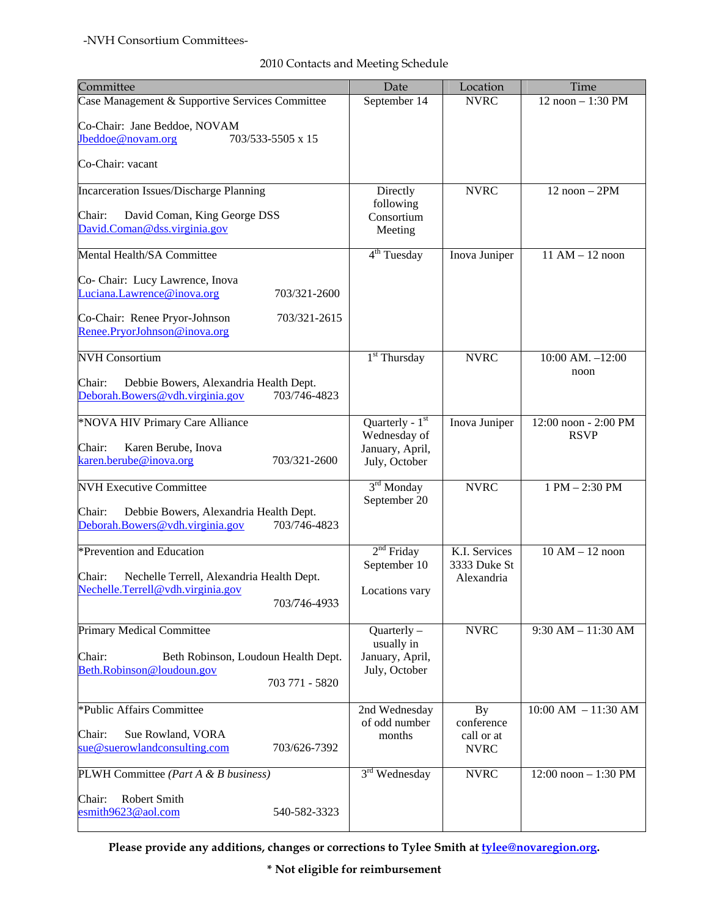-NVH Consortium Committees-

2010 Contacts and Meeting Schedule

| Committee | Date | Location | Time |
|---|---|---|---|
| Case Management & Supportive Services Committee<br><br>Co-Chair: Jane Beddoe, NOVAM<br>Jbeddoe@novam.org 703/533-5505 x 15<br><br>Co-Chair: vacant | September 14 | NVRC | 12 noon – 1:30 PM |
| Incarceration Issues/Discharge Planning<br><br>Chair: David Coman, King George DSS<br>David.Coman@dss.virginia.gov | Directly following Consortium Meeting | NVRC | 12 noon – 2PM |
| Mental Health/SA Committee<br><br>Co- Chair: Lucy Lawrence, Inova<br>Luciana.Lawrence@inova.org 703/321-2600<br><br>Co-Chair: Renee Pryor-Johnson 703/321-2615<br>Renee.PryorJohnson@inova.org | 4th Tuesday | Inova Juniper | 11 AM – 12 noon |
| NVH Consortium<br><br>Chair: Debbie Bowers, Alexandria Health Dept.<br>Deborah.Bowers@vdh.virginia.gov 703/746-4823 | 1st Thursday | NVRC | 10:00 AM. –12:00 noon |
| *NOVA HIV Primary Care Alliance<br><br>Chair: Karen Berube, Inova<br>karen.berube@inova.org 703/321-2600 | Quarterly - 1st Wednesday of January, April, July, October | Inova Juniper | 12:00 noon - 2:00 PM RSVP |
| NVH Executive Committee<br><br>Chair: Debbie Bowers, Alexandria Health Dept.<br>Deborah.Bowers@vdh.virginia.gov 703/746-4823 | 3rd Monday September 20 | NVRC | 1 PM – 2:30 PM |
| *Prevention and Education<br><br>Chair: Nechelle Terrell, Alexandria Health Dept.<br>Nechelle.Terrell@vdh.virginia.gov<br>703/746-4933 | 2nd Friday September 10<br><br>Locations vary | K.I. Services 3333 Duke St Alexandria | 10 AM – 12 noon |
| Primary Medical Committee<br><br>Chair: Beth Robinson, Loudoun Health Dept.<br>Beth.Robinson@loudoun.gov<br>703 771 - 5820 | Quarterly – usually in January, April, July, October | NVRC | 9:30 AM – 11:30 AM |
| *Public Affairs Committee<br><br>Chair: Sue Rowland, VORA<br>sue@suerowlandconsulting.com 703/626-7392 | 2nd Wednesday of odd number months | By conference call or at NVRC | 10:00 AM – 11:30 AM |
| PLWH Committee *(Part A & B business)*<br><br>Chair: Robert Smith<br>esmith9623@aol.com 540-582-3323 | 3rd Wednesday | NVRC | 12:00 noon – 1:30 PM |

**Please provide any additions, changes or corrections to Tylee Smith at tylee@novaregion.org.**

**\* Not eligible for reimbursement**